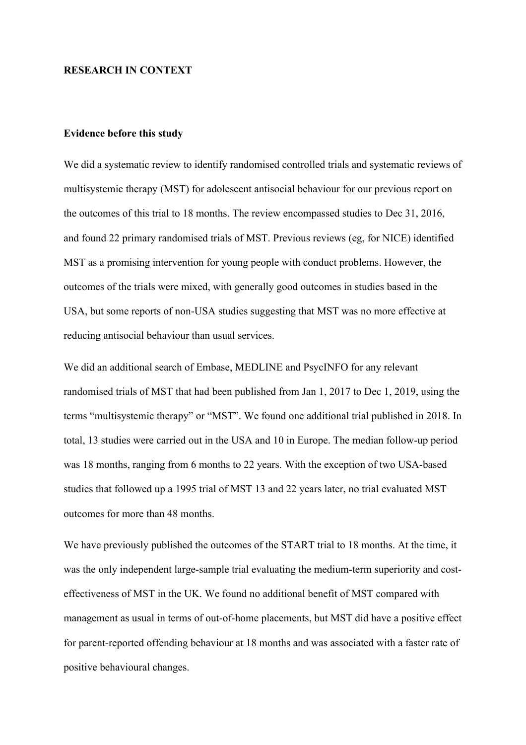# RESEARCH IN CONTEXT

## Evidence before this study

We did a systematic review to identify randomised controlled trials and systematic reviews of multisystemic therapy (MST) for adolescent antisocial behaviour for our previous report on the outcomes of this trial to 18 months. The review encompassed studies to Dec 31, 2016, and found 22 primary randomised trials of MST. Previous reviews (eg, for NICE) identified MST as a promising intervention for young people with conduct problems. However, the outcomes of the trials were mixed, with generally good outcomes in studies based in the USA, but some reports of non-USA studies suggesting that MST was no more effective at reducing antisocial behaviour than usual services.

We did an additional search of Embase, MEDLINE and PsycINFO for any relevant randomised trials of MST that had been published from Jan 1, 2017 to Dec 1, 2019, using the terms "multisystemic therapy" or "MST". We found one additional trial published in 2018. In total, 13 studies were carried out in the USA and 10 in Europe. The median follow-up period was 18 months, ranging from 6 months to 22 years. With the exception of two USA-based studies that followed up a 1995 trial of MST 13 and 22 years later, no trial evaluated MST outcomes for more than 48 months.

We have previously published the outcomes of the START trial to 18 months. At the time, it was the only independent large-sample trial evaluating the medium-term superiority and cost-effectiveness of MST in the UK. We found no additional benefit of MST compared with management as usual in terms of out-of-home placements, but MST did have a positive effect for parent-reported offending behaviour at 18 months and was associated with a faster rate of positive behavioural changes.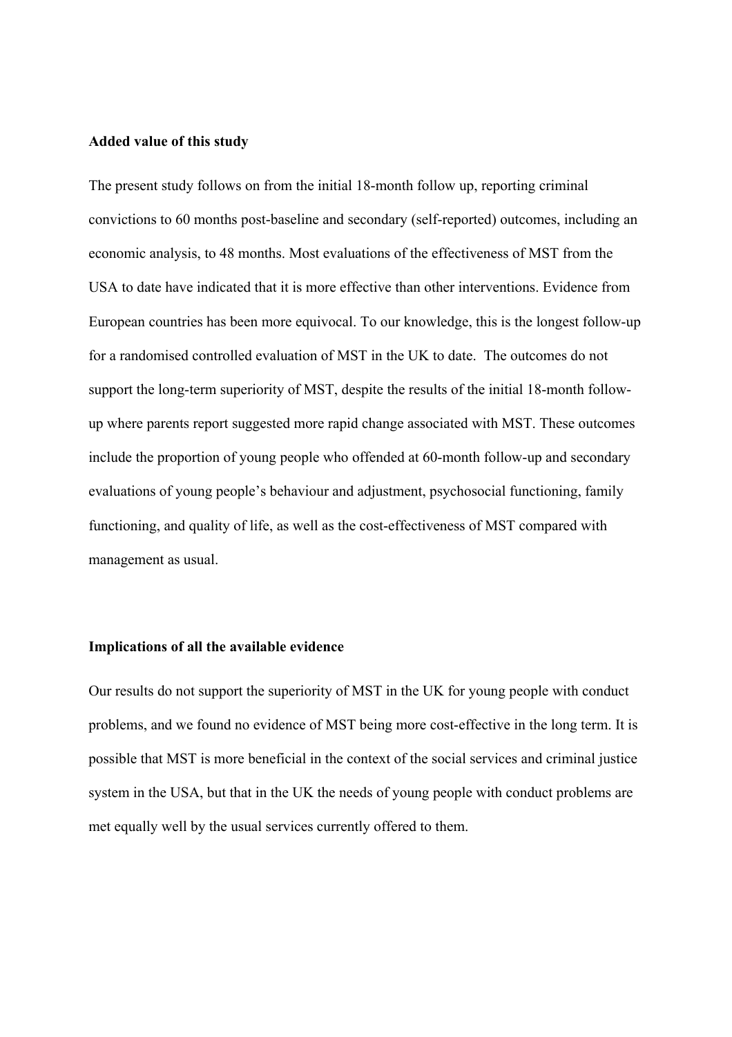**Added value of this study**

The present study follows on from the initial 18-month follow up, reporting criminal convictions to 60 months post-baseline and secondary (self-reported) outcomes, including an economic analysis, to 48 months. Most evaluations of the effectiveness of MST from the USA to date have indicated that it is more effective than other interventions. Evidence from European countries has been more equivocal. To our knowledge, this is the longest follow-up for a randomised controlled evaluation of MST in the UK to date. The outcomes do not support the long-term superiority of MST, despite the results of the initial 18-month follow-up where parents report suggested more rapid change associated with MST. These outcomes include the proportion of young people who offended at 60-month follow-up and secondary evaluations of young people's behaviour and adjustment, psychosocial functioning, family functioning, and quality of life, as well as the cost-effectiveness of MST compared with management as usual.

**Implications of all the available evidence**

Our results do not support the superiority of MST in the UK for young people with conduct problems, and we found no evidence of MST being more cost-effective in the long term. It is possible that MST is more beneficial in the context of the social services and criminal justice system in the USA, but that in the UK the needs of young people with conduct problems are met equally well by the usual services currently offered to them.